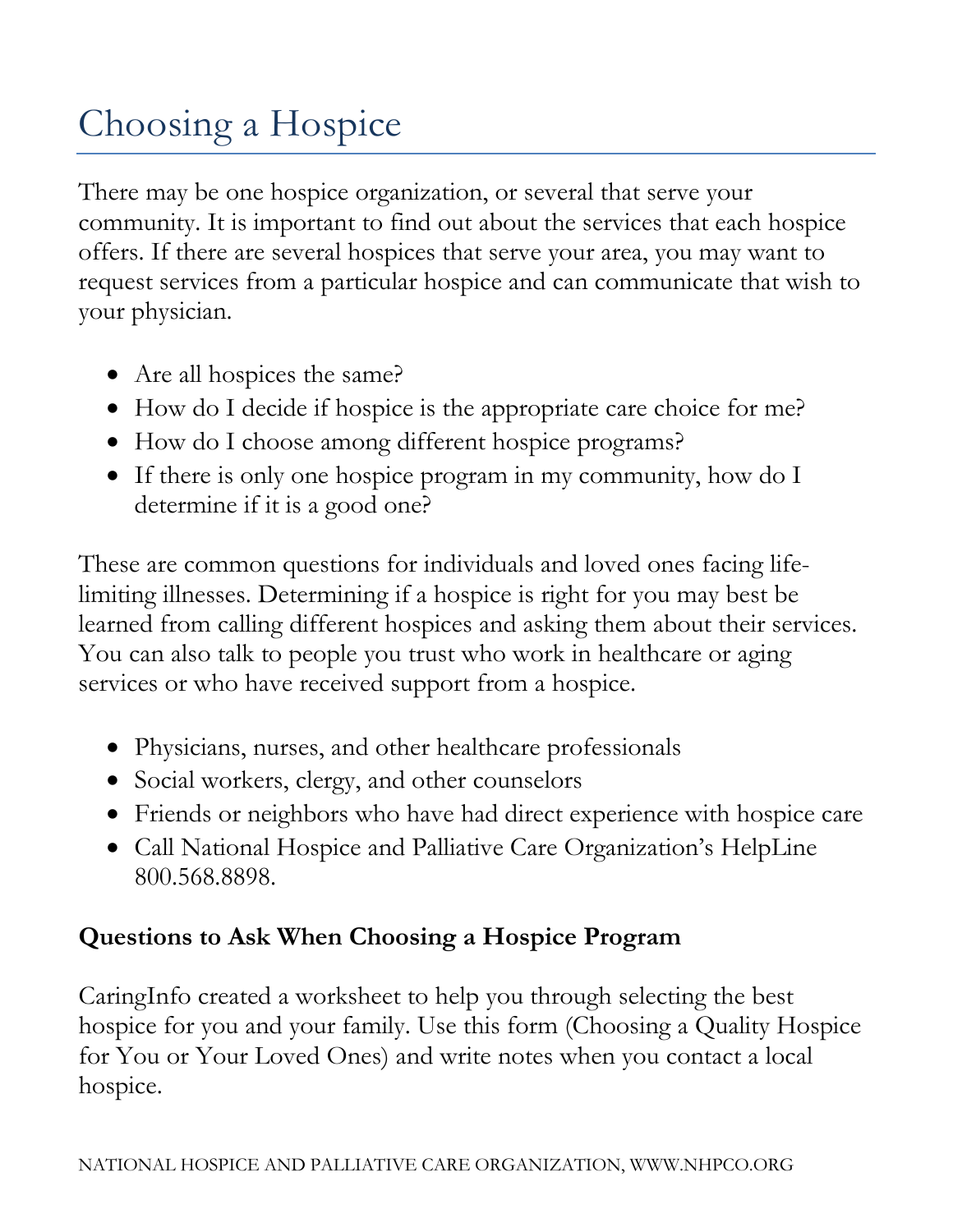# Choosing a Hospice

There may be one hospice organization, or several that serve your community. It is important to find out about the services that each hospice offers. If there are several hospices that serve your area, you may want to request services from a particular hospice and can communicate that wish to your physician.

- Are all hospices the same?
- How do I decide if hospice is the appropriate care choice for me?
- How do I choose among different hospice programs?
- If there is only one hospice program in my community, how do I determine if it is a good one?

These are common questions for individuals and loved ones facing life-limiting illnesses. Determining if a hospice is right for you may best be learned from calling different hospices and asking them about their services. You can also talk to people you trust who work in healthcare or aging services or who have received support from a hospice.

- Physicians, nurses, and other healthcare professionals
- Social workers, clergy, and other counselors
- Friends or neighbors who have had direct experience with hospice care
- Call National Hospice and Palliative Care Organization's HelpLine 800.568.8898.

**Questions to Ask When Choosing a Hospice Program**

CaringInfo created a worksheet to help you through selecting the best hospice for you and your family. Use this form (Choosing a Quality Hospice for You or Your Loved Ones) and write notes when you contact a local hospice.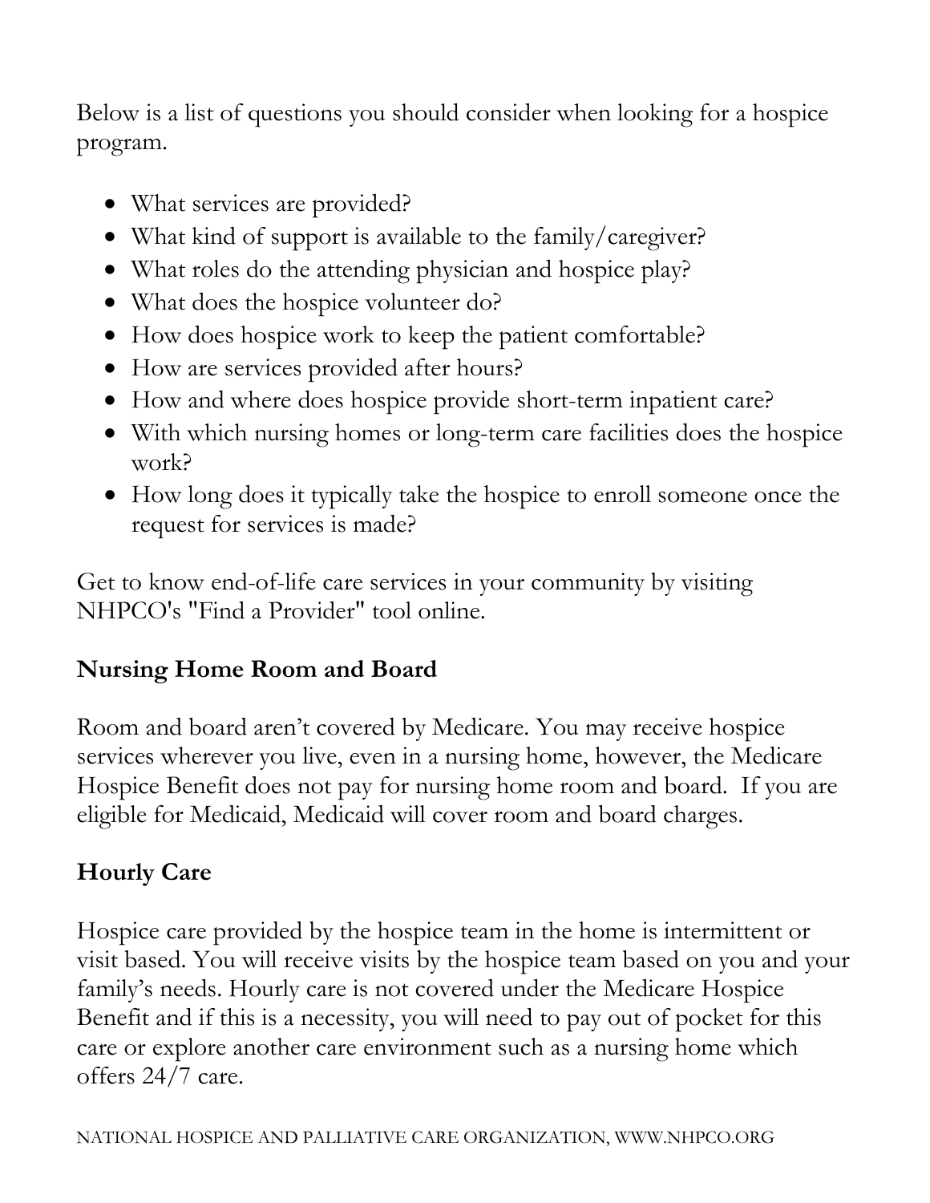Below is a list of questions you should consider when looking for a hospice program.

- What services are provided?
- What kind of support is available to the family/caregiver?
- What roles do the attending physician and hospice play?
- What does the hospice volunteer do?
- How does hospice work to keep the patient comfortable?
- How are services provided after hours?
- How and where does hospice provide short-term inpatient care?
- With which nursing homes or long-term care facilities does the hospice work?
- How long does it typically take the hospice to enroll someone once the request for services is made?

Get to know end-of-life care services in your community by visiting NHPCO's "Find a Provider" tool online.

## Nursing Home Room and Board

Room and board aren't covered by Medicare. You may receive hospice services wherever you live, even in a nursing home, however, the Medicare Hospice Benefit does not pay for nursing home room and board. If you are eligible for Medicaid, Medicaid will cover room and board charges.

## Hourly Care

Hospice care provided by the hospice team in the home is intermittent or visit based. You will receive visits by the hospice team based on you and your family's needs. Hourly care is not covered under the Medicare Hospice Benefit and if this is a necessity, you will need to pay out of pocket for this care or explore another care environment such as a nursing home which offers 24/7 care.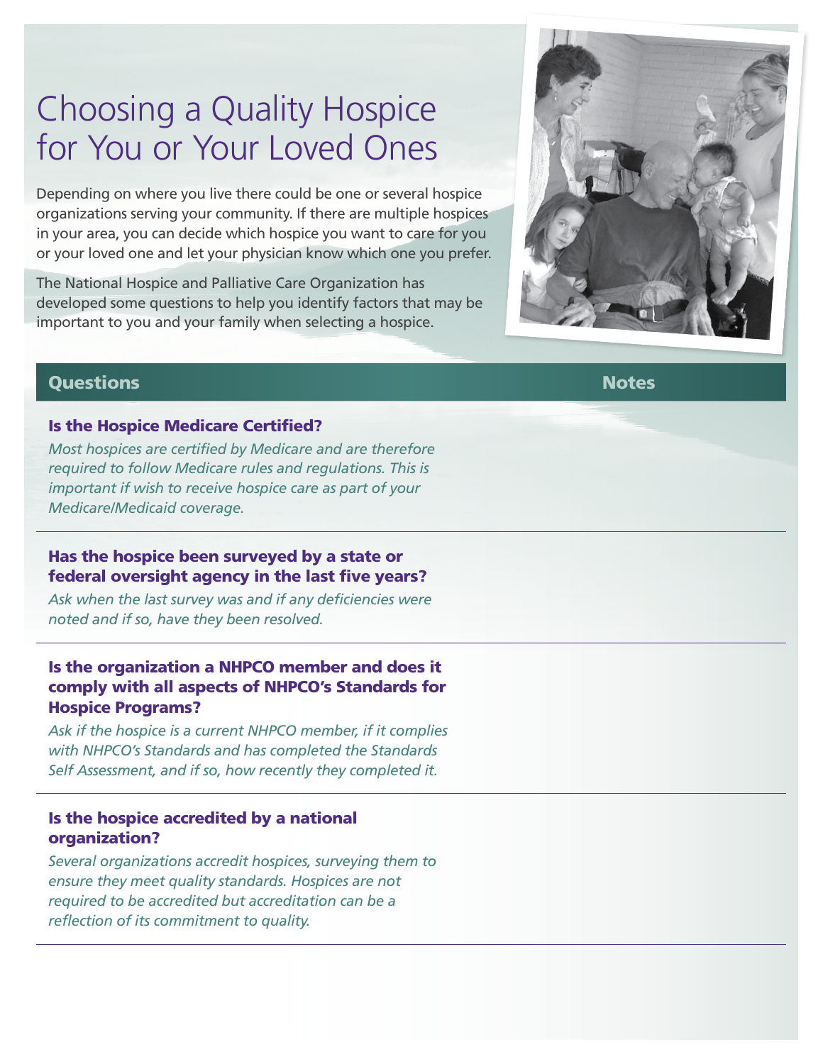# Choosing a Quality Hospice for You or Your Loved Ones

Depending on where you live there could be one or several hospice organizations serving your community. If there are multiple hospices in your area, you can decide which hospice you want to care for you or your loved one and let your physician know which one you prefer.

The National Hospice and Palliative Care Organization has developed some questions to help you identify factors that may be important to you and your family when selecting a hospice.

## Questions | Notes

### Is the Hospice Medicare Certified?

*Most hospices are certified by Medicare and are therefore required to follow Medicare rules and regulations. This is important if wish to receive hospice care as part of your Medicare/Medicaid coverage.*

### Has the hospice been surveyed by a state or federal oversight agency in the last five years?

*Ask when the last survey was and if any deficiencies were noted and if so, have they been resolved.*

### Is the organization a NHPCO member and does it comply with all aspects of NHPCO's Standards for Hospice Programs?

*Ask if the hospice is a current NHPCO member, if it complies with NHPCO's Standards and has completed the Standards Self Assessment, and if so, how recently they completed it.*

### Is the hospice accredited by a national organization?

*Several organizations accredit hospices, surveying them to ensure they meet quality standards. Hospices are not required to be accredited but accreditation can be a reflection of its commitment to quality.*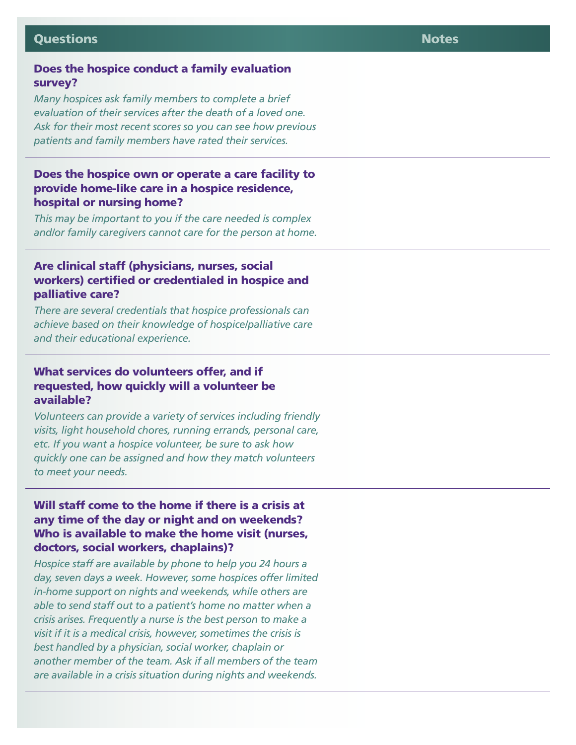| Questions | Notes |
|---|---|
| **Does the hospice conduct a family evaluation survey?**<br>*Many hospices ask family members to complete a brief evaluation of their services after the death of a loved one. Ask for their most recent scores so you can see how previous patients and family members have rated their services.* | |
| **Does the hospice own or operate a care facility to provide home-like care in a hospice residence, hospital or nursing home?**<br>*This may be important to you if the care needed is complex and/or family caregivers cannot care for the person at home.* | |
| **Are clinical staff (physicians, nurses, social workers) certified or credentialed in hospice and palliative care?**<br>*There are several credentials that hospice professionals can achieve based on their knowledge of hospice/palliative care and their educational experience.* | |
| **What services do volunteers offer, and if requested, how quickly will a volunteer be available?**<br>*Volunteers can provide a variety of services including friendly visits, light household chores, running errands, personal care, etc. If you want a hospice volunteer, be sure to ask how quickly one can be assigned and how they match volunteers to meet your needs.* | |
| **Will staff come to the home if there is a crisis at any time of the day or night and on weekends? Who is available to make the home visit (nurses, doctors, social workers, chaplains)?**<br>*Hospice staff are available by phone to help you 24 hours a day, seven days a week. However, some hospices offer limited in-home support on nights and weekends, while others are able to send staff out to a patient's home no matter when a crisis arises. Frequently a nurse is the best person to make a visit if it is a medical crisis, however, sometimes the crisis is best handled by a physician, social worker, chaplain or another member of the team. Ask if all members of the team are available in a crisis situation during nights and weekends.* | |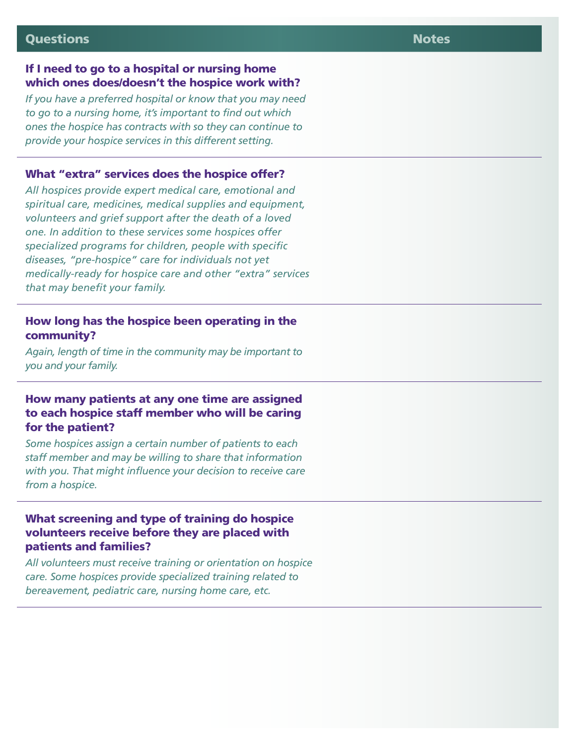| Questions | Notes |
| --- | --- |
| **If I need to go to a hospital or nursing home which ones does/doesn't the hospice work with?**<br>*If you have a preferred hospital or know that you may need to go to a nursing home, it's important to find out which ones the hospice has contracts with so they can continue to provide your hospice services in this different setting.* | |
| **What "extra" services does the hospice offer?**<br>*All hospices provide expert medical care, emotional and spiritual care, medicines, medical supplies and equipment, volunteers and grief support after the death of a loved one. In addition to these services some hospices offer specialized programs for children, people with specific diseases, "pre-hospice" care for individuals not yet medically-ready for hospice care and other "extra" services that may benefit your family.* | |
| **How long has the hospice been operating in the community?**<br>*Again, length of time in the community may be important to you and your family.* | |
| **How many patients at any one time are assigned to each hospice staff member who will be caring for the patient?**<br>*Some hospices assign a certain number of patients to each staff member and may be willing to share that information with you. That might influence your decision to receive care from a hospice.* | |
| **What screening and type of training do hospice volunteers receive before they are placed with patients and families?**<br>*All volunteers must receive training or orientation on hospice care. Some hospices provide specialized training related to bereavement, pediatric care, nursing home care, etc.* | |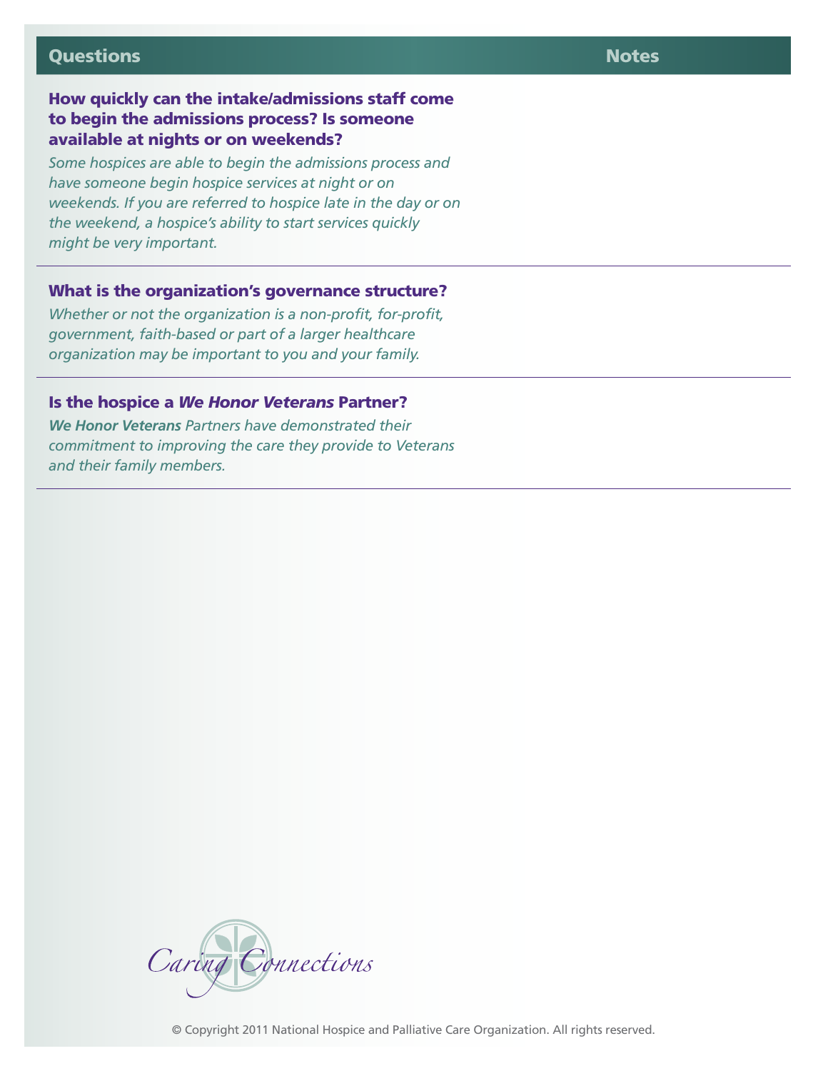| Questions | Notes |
|---|---|
| **How quickly can the intake/admissions staff come to begin the admissions process? Is someone available at nights or on weekends?**<br>*Some hospices are able to begin the admissions process and have someone begin hospice services at night or on weekends. If you are referred to hospice late in the day or on the weekend, a hospice's ability to start services quickly might be very important.* | |
| **What is the organization's governance structure?**<br>*Whether or not the organization is a non-profit, for-profit, government, faith-based or part of a larger healthcare organization may be important to you and your family.* | |
| **Is the hospice a *We Honor Veterans* Partner?**<br>***We Honor Veterans** Partners have demonstrated their commitment to improving the care they provide to Veterans and their family members.* | |

Caring Connections

© Copyright 2011 National Hospice and Palliative Care Organization. All rights reserved.